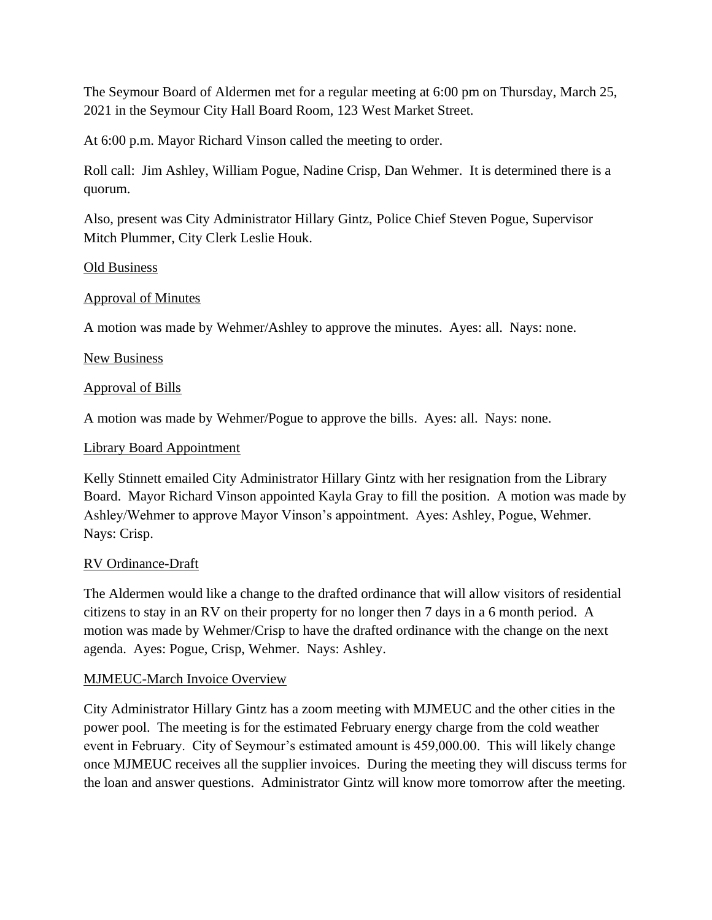The Seymour Board of Aldermen met for a regular meeting at 6:00 pm on Thursday, March 25, 2021 in the Seymour City Hall Board Room, 123 West Market Street.

At 6:00 p.m. Mayor Richard Vinson called the meeting to order.

Roll call: Jim Ashley, William Pogue, Nadine Crisp, Dan Wehmer. It is determined there is a quorum.

Also, present was City Administrator Hillary Gintz, Police Chief Steven Pogue, Supervisor Mitch Plummer, City Clerk Leslie Houk.

<u>Old Business</u>

<u>Approval of Minutes</u>

A motion was made by Wehmer/Ashley to approve the minutes. Ayes: all. Nays: none.

<u>New Business</u>

<u>Approval of Bills</u>

A motion was made by Wehmer/Pogue to approve the bills. Ayes: all. Nays: none.

<u>Library Board Appointment</u>

Kelly Stinnett emailed City Administrator Hillary Gintz with her resignation from the Library Board. Mayor Richard Vinson appointed Kayla Gray to fill the position. A motion was made by Ashley/Wehmer to approve Mayor Vinson's appointment. Ayes: Ashley, Pogue, Wehmer. Nays: Crisp.

<u>RV Ordinance-Draft</u>

The Aldermen would like a change to the drafted ordinance that will allow visitors of residential citizens to stay in an RV on their property for no longer then 7 days in a 6 month period. A motion was made by Wehmer/Crisp to have the drafted ordinance with the change on the next agenda. Ayes: Pogue, Crisp, Wehmer. Nays: Ashley.

<u>MJMEUC-March Invoice Overview</u>

City Administrator Hillary Gintz has a zoom meeting with MJMEUC and the other cities in the power pool. The meeting is for the estimated February energy charge from the cold weather event in February. City of Seymour's estimated amount is 459,000.00. This will likely change once MJMEUC receives all the supplier invoices. During the meeting they will discuss terms for the loan and answer questions. Administrator Gintz will know more tomorrow after the meeting.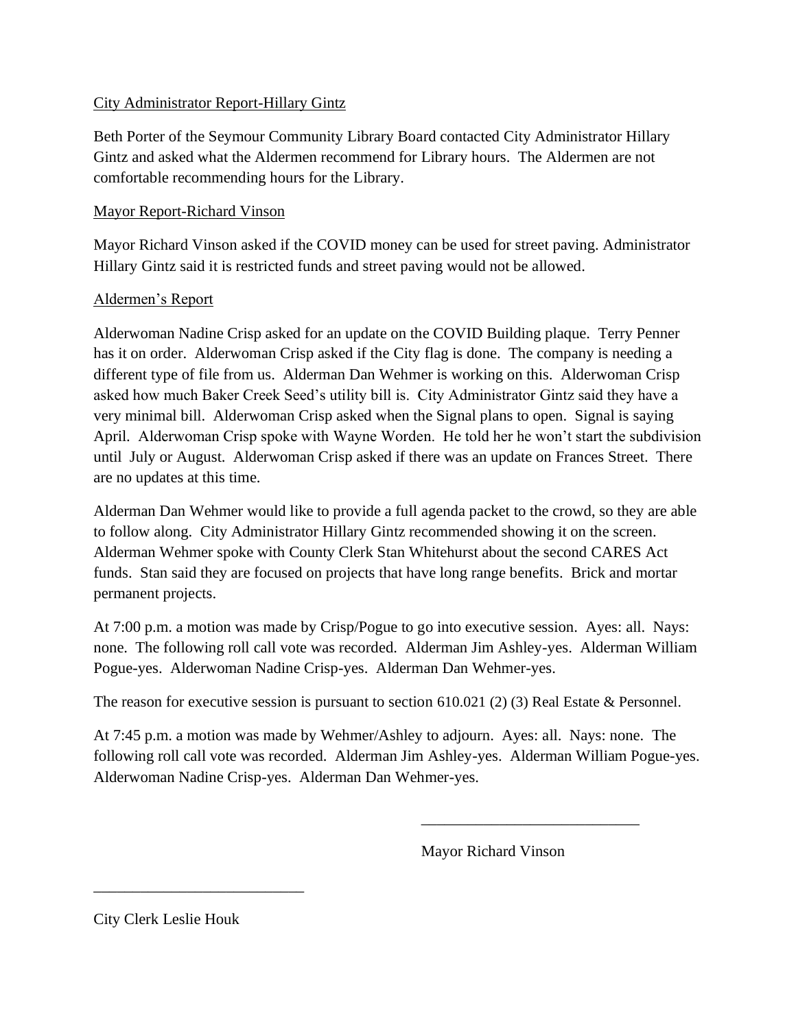City Administrator Report-Hillary Gintz

Beth Porter of the Seymour Community Library Board contacted City Administrator Hillary Gintz and asked what the Aldermen recommend for Library hours. The Aldermen are not comfortable recommending hours for the Library.

Mayor Report-Richard Vinson

Mayor Richard Vinson asked if the COVID money can be used for street paving. Administrator Hillary Gintz said it is restricted funds and street paving would not be allowed.

Aldermen's Report

Alderwoman Nadine Crisp asked for an update on the COVID Building plaque. Terry Penner has it on order. Alderwoman Crisp asked if the City flag is done. The company is needing a different type of file from us. Alderman Dan Wehmer is working on this. Alderwoman Crisp asked how much Baker Creek Seed's utility bill is. City Administrator Gintz said they have a very minimal bill. Alderwoman Crisp asked when the Signal plans to open. Signal is saying April. Alderwoman Crisp spoke with Wayne Worden. He told her he won't start the subdivision until July or August. Alderwoman Crisp asked if there was an update on Frances Street. There are no updates at this time.

Alderman Dan Wehmer would like to provide a full agenda packet to the crowd, so they are able to follow along. City Administrator Hillary Gintz recommended showing it on the screen. Alderman Wehmer spoke with County Clerk Stan Whitehurst about the second CARES Act funds. Stan said they are focused on projects that have long range benefits. Brick and mortar permanent projects.

At 7:00 p.m. a motion was made by Crisp/Pogue to go into executive session. Ayes: all. Nays: none. The following roll call vote was recorded. Alderman Jim Ashley-yes. Alderman William Pogue-yes. Alderwoman Nadine Crisp-yes. Alderman Dan Wehmer-yes.

The reason for executive session is pursuant to section 610.021 (2) (3) Real Estate & Personnel.

At 7:45 p.m. a motion was made by Wehmer/Ashley to adjourn. Ayes: all. Nays: none. The following roll call vote was recorded. Alderman Jim Ashley-yes. Alderman William Pogue-yes. Alderwoman Nadine Crisp-yes. Alderman Dan Wehmer-yes.

\_\_\_\_\_\_\_\_\_\_\_\_\_\_\_\_\_\_\_\_\_\_\_\_\_\_\_\_

Mayor Richard Vinson

\_\_\_\_\_\_\_\_\_\_\_\_\_\_\_\_\_\_\_\_\_\_\_\_\_\_\_\_

City Clerk Leslie Houk